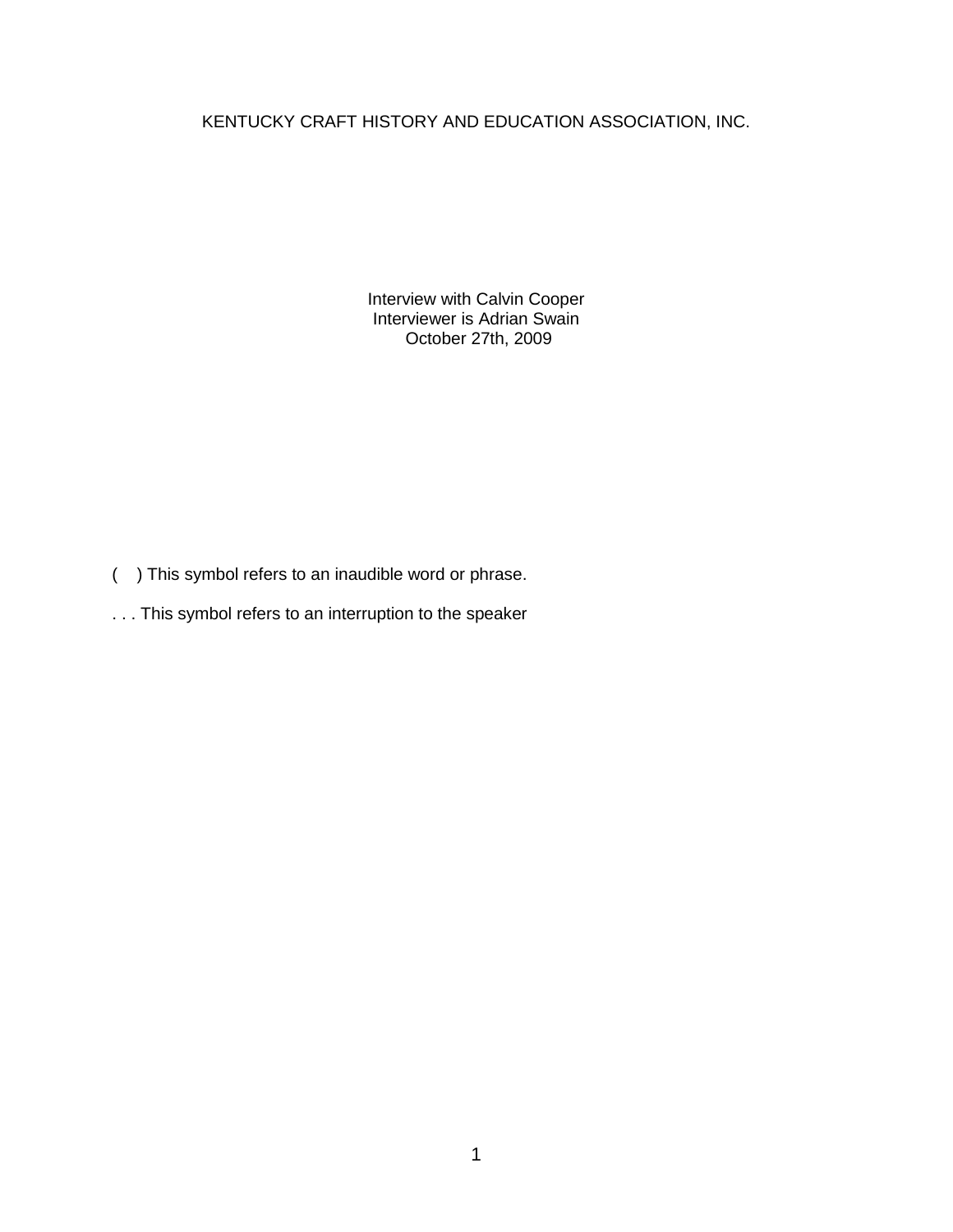# KENTUCKY CRAFT HISTORY AND EDUCATION ASSOCIATION, INC.

Interview with Calvin Cooper
Interviewer is Adrian Swain
October 27th, 2009

( ) This symbol refers to an inaudible word or phrase.

. . . This symbol refers to an interruption to the speaker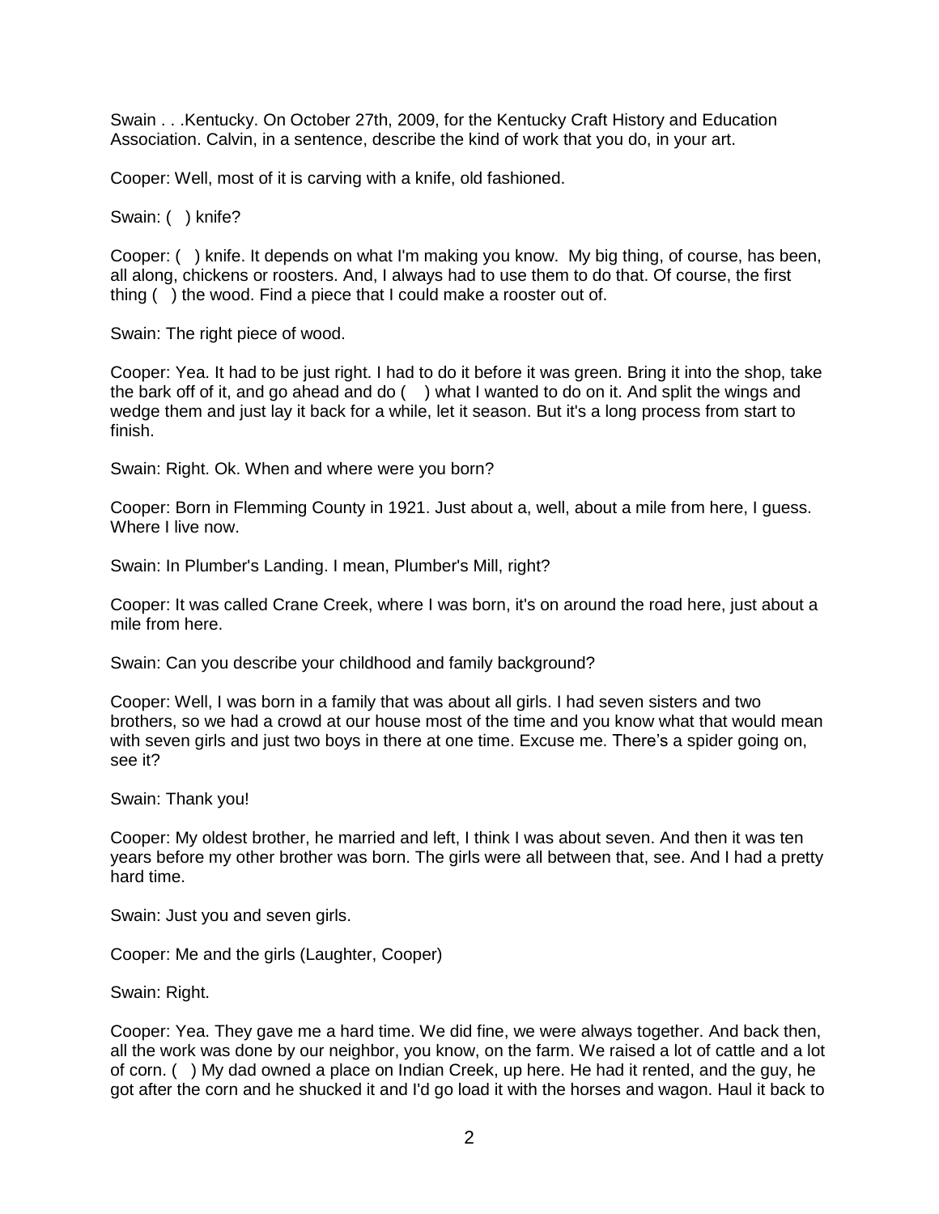Swain . . .Kentucky. On October 27th, 2009, for the Kentucky Craft History and Education Association. Calvin, in a sentence, describe the kind of work that you do, in your art.

Cooper: Well, most of it is carving with a knife, old fashioned.

Swain: ( ) knife?

Cooper: ( ) knife. It depends on what I'm making you know. My big thing, of course, has been, all along, chickens or roosters. And, I always had to use them to do that. Of course, the first thing ( ) the wood. Find a piece that I could make a rooster out of.

Swain: The right piece of wood.

Cooper: Yea. It had to be just right. I had to do it before it was green. Bring it into the shop, take the bark off of it, and go ahead and do ( ) what I wanted to do on it. And split the wings and wedge them and just lay it back for a while, let it season. But it's a long process from start to finish.

Swain: Right. Ok. When and where were you born?

Cooper: Born in Flemming County in 1921. Just about a, well, about a mile from here, I guess. Where I live now.

Swain: In Plumber's Landing. I mean, Plumber's Mill, right?

Cooper: It was called Crane Creek, where I was born, it's on around the road here, just about a mile from here.

Swain: Can you describe your childhood and family background?

Cooper: Well, I was born in a family that was about all girls. I had seven sisters and two brothers, so we had a crowd at our house most of the time and you know what that would mean with seven girls and just two boys in there at one time. Excuse me. There's a spider going on, see it?

Swain: Thank you!

Cooper: My oldest brother, he married and left, I think I was about seven. And then it was ten years before my other brother was born. The girls were all between that, see. And I had a pretty hard time.

Swain: Just you and seven girls.

Cooper: Me and the girls (Laughter, Cooper)

Swain: Right.

Cooper: Yea. They gave me a hard time. We did fine, we were always together. And back then, all the work was done by our neighbor, you know, on the farm. We raised a lot of cattle and a lot of corn. ( ) My dad owned a place on Indian Creek, up here. He had it rented, and the guy, he got after the corn and he shucked it and I'd go load it with the horses and wagon. Haul it back to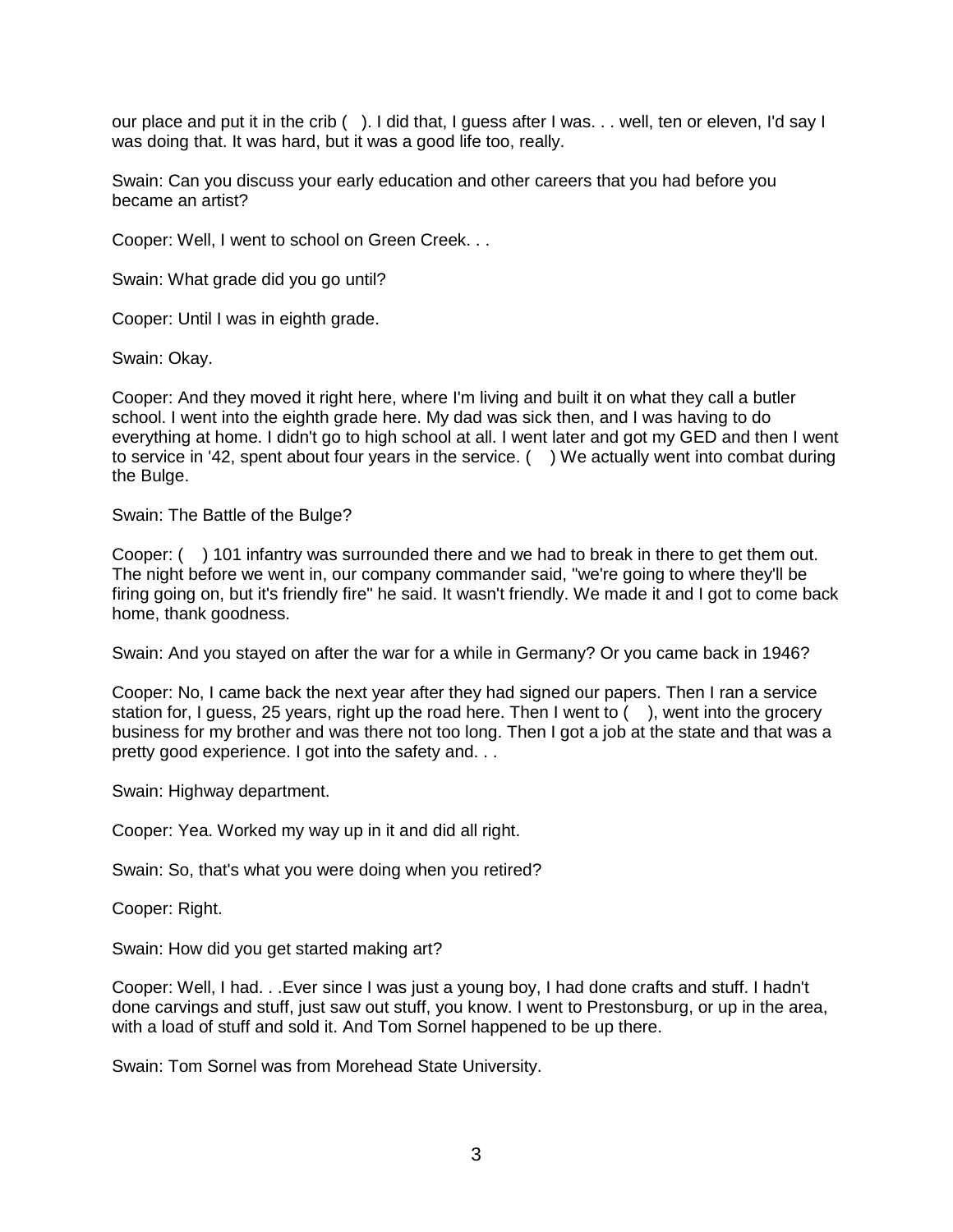our place and put it in the crib ( ). I did that, I guess after I was. . . well, ten or eleven, I'd say I was doing that. It was hard, but it was a good life too, really.

Swain: Can you discuss your early education and other careers that you had before you became an artist?

Cooper: Well, I went to school on Green Creek. . .

Swain: What grade did you go until?

Cooper: Until I was in eighth grade.

Swain: Okay.

Cooper: And they moved it right here, where I'm living and built it on what they call a butler school. I went into the eighth grade here. My dad was sick then, and I was having to do everything at home. I didn't go to high school at all. I went later and got my GED and then I went to service in '42, spent about four years in the service. ( ) We actually went into combat during the Bulge.

Swain: The Battle of the Bulge?

Cooper: ( ) 101 infantry was surrounded there and we had to break in there to get them out. The night before we went in, our company commander said, "we're going to where they'll be firing going on, but it's friendly fire" he said. It wasn't friendly. We made it and I got to come back home, thank goodness.

Swain: And you stayed on after the war for a while in Germany? Or you came back in 1946?

Cooper: No, I came back the next year after they had signed our papers. Then I ran a service station for, I guess, 25 years, right up the road here. Then I went to ( ), went into the grocery business for my brother and was there not too long. Then I got a job at the state and that was a pretty good experience. I got into the safety and. . .

Swain: Highway department.

Cooper: Yea. Worked my way up in it and did all right.

Swain: So, that's what you were doing when you retired?

Cooper: Right.

Swain: How did you get started making art?

Cooper: Well, I had. . .Ever since I was just a young boy, I had done crafts and stuff. I hadn't done carvings and stuff, just saw out stuff, you know. I went to Prestonsburg, or up in the area, with a load of stuff and sold it. And Tom Sornel happened to be up there.

Swain: Tom Sornel was from Morehead State University.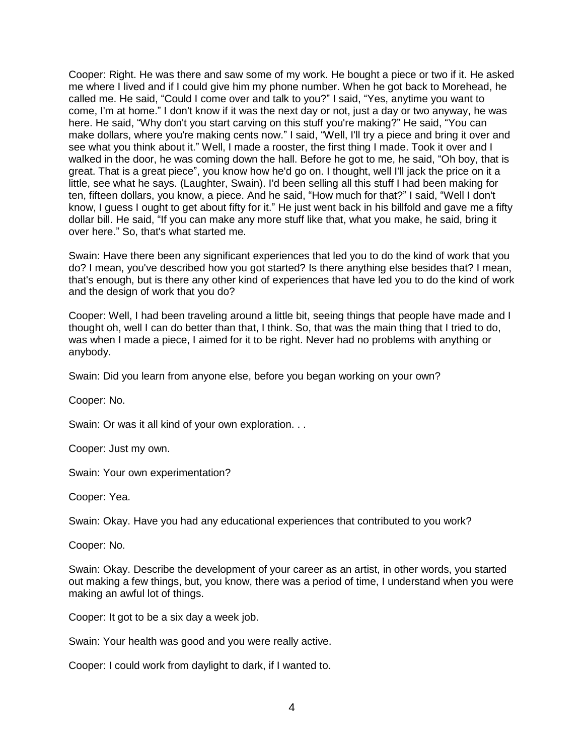Cooper: Right. He was there and saw some of my work. He bought a piece or two if it. He asked me where I lived and if I could give him my phone number. When he got back to Morehead, he called me. He said, “Could I come over and talk to you?” I said, “Yes, anytime you want to come, I'm at home.” I don't know if it was the next day or not, just a day or two anyway, he was here. He said, “Why don't you start carving on this stuff you're making?” He said, “You can make dollars, where you're making cents now.” I said, “Well, I'll try a piece and bring it over and see what you think about it.” Well, I made a rooster, the first thing I made. Took it over and I walked in the door, he was coming down the hall. Before he got to me, he said, “Oh boy, that is great. That is a great piece”, you know how he'd go on. I thought, well I'll jack the price on it a little, see what he says. (Laughter, Swain). I'd been selling all this stuff I had been making for ten, fifteen dollars, you know, a piece. And he said, “How much for that?” I said, “Well I don't know, I guess I ought to get about fifty for it.” He just went back in his billfold and gave me a fifty dollar bill. He said, “If you can make any more stuff like that, what you make, he said, bring it over here.” So, that's what started me.

Swain: Have there been any significant experiences that led you to do the kind of work that you do? I mean, you've described how you got started? Is there anything else besides that? I mean, that's enough, but is there any other kind of experiences that have led you to do the kind of work and the design of work that you do?

Cooper: Well, I had been traveling around a little bit, seeing things that people have made and I thought oh, well I can do better than that, I think. So, that was the main thing that I tried to do, was when I made a piece, I aimed for it to be right. Never had no problems with anything or anybody.

Swain: Did you learn from anyone else, before you began working on your own?

Cooper: No.

Swain: Or was it all kind of your own exploration. . .

Cooper: Just my own.

Swain: Your own experimentation?

Cooper: Yea.

Swain: Okay. Have you had any educational experiences that contributed to you work?

Cooper: No.

Swain: Okay. Describe the development of your career as an artist, in other words, you started out making a few things, but, you know, there was a period of time, I understand when you were making an awful lot of things.

Cooper: It got to be a six day a week job.

Swain: Your health was good and you were really active.

Cooper: I could work from daylight to dark, if I wanted to.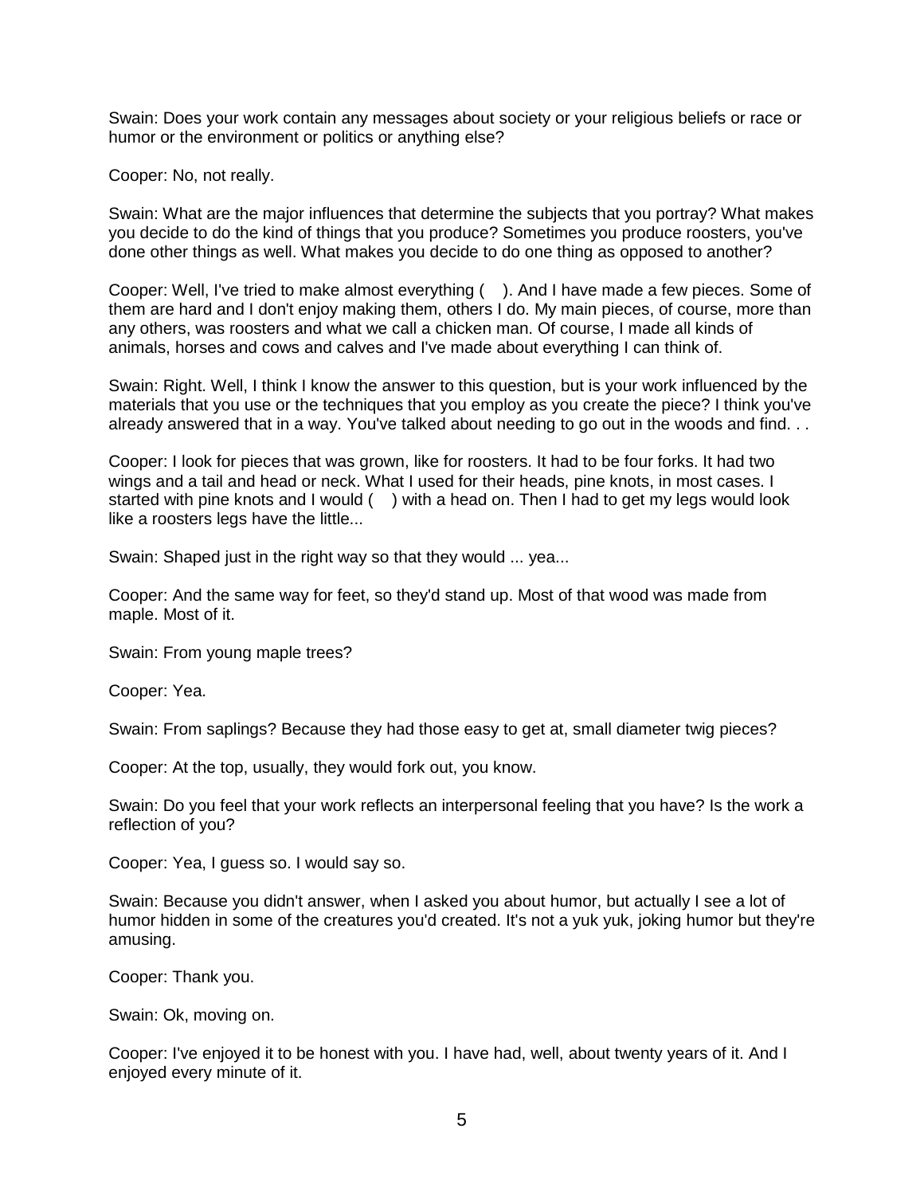Swain: Does your work contain any messages about society or your religious beliefs or race or humor or the environment or politics or anything else?

Cooper: No, not really.

Swain: What are the major influences that determine the subjects that you portray? What makes you decide to do the kind of things that you produce? Sometimes you produce roosters, you've done other things as well. What makes you decide to do one thing as opposed to another?

Cooper: Well, I've tried to make almost everything ( ). And I have made a few pieces. Some of them are hard and I don't enjoy making them, others I do. My main pieces, of course, more than any others, was roosters and what we call a chicken man. Of course, I made all kinds of animals, horses and cows and calves and I've made about everything I can think of.

Swain: Right. Well, I think I know the answer to this question, but is your work influenced by the materials that you use or the techniques that you employ as you create the piece? I think you've already answered that in a way. You've talked about needing to go out in the woods and find. . .

Cooper: I look for pieces that was grown, like for roosters. It had to be four forks. It had two wings and a tail and head or neck. What I used for their heads, pine knots, in most cases. I started with pine knots and I would ( ) with a head on. Then I had to get my legs would look like a roosters legs have the little...

Swain: Shaped just in the right way so that they would ... yea...

Cooper: And the same way for feet, so they'd stand up. Most of that wood was made from maple. Most of it.

Swain: From young maple trees?

Cooper: Yea.

Swain: From saplings? Because they had those easy to get at, small diameter twig pieces?

Cooper: At the top, usually, they would fork out, you know.

Swain: Do you feel that your work reflects an interpersonal feeling that you have? Is the work a reflection of you?

Cooper: Yea, I guess so. I would say so.

Swain: Because you didn't answer, when I asked you about humor, but actually I see a lot of humor hidden in some of the creatures you'd created. It's not a yuk yuk, joking humor but they're amusing.

Cooper: Thank you.

Swain: Ok, moving on.

Cooper: I've enjoyed it to be honest with you. I have had, well, about twenty years of it. And I enjoyed every minute of it.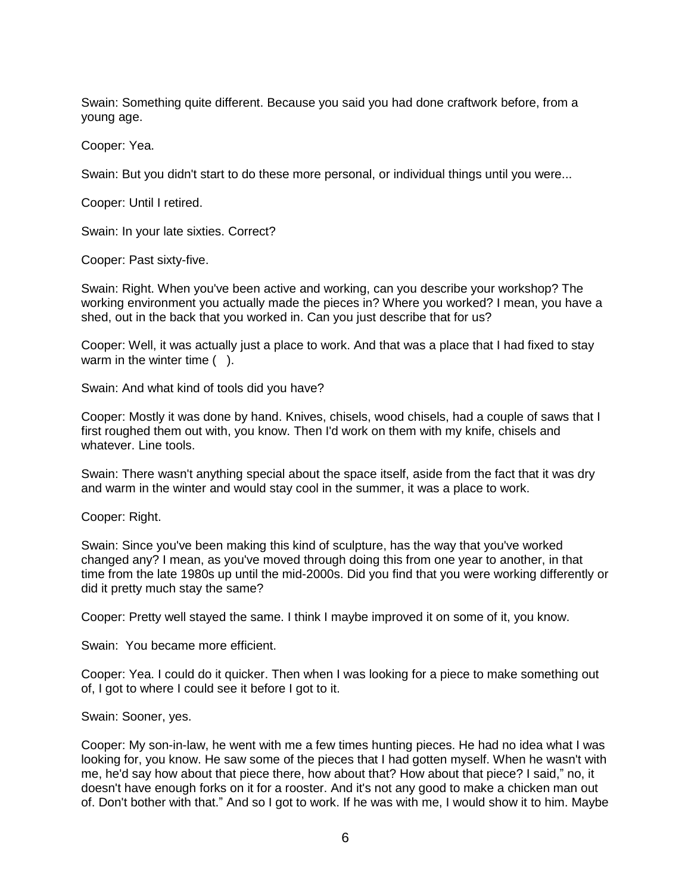Swain: Something quite different. Because you said you had done craftwork before, from a young age.

Cooper: Yea.

Swain: But you didn't start to do these more personal, or individual things until you were...

Cooper: Until I retired.

Swain: In your late sixties. Correct?

Cooper: Past sixty-five.

Swain: Right. When you've been active and working, can you describe your workshop? The working environment you actually made the pieces in? Where you worked? I mean, you have a shed, out in the back that you worked in. Can you just describe that for us?

Cooper: Well, it was actually just a place to work. And that was a place that I had fixed to stay warm in the winter time ( ).

Swain: And what kind of tools did you have?

Cooper: Mostly it was done by hand. Knives, chisels, wood chisels, had a couple of saws that I first roughed them out with, you know. Then I'd work on them with my knife, chisels and whatever. Line tools.

Swain: There wasn't anything special about the space itself, aside from the fact that it was dry and warm in the winter and would stay cool in the summer, it was a place to work.

Cooper: Right.

Swain: Since you've been making this kind of sculpture, has the way that you've worked changed any? I mean, as you've moved through doing this from one year to another, in that time from the late 1980s up until the mid-2000s. Did you find that you were working differently or did it pretty much stay the same?

Cooper: Pretty well stayed the same. I think I maybe improved it on some of it, you know.

Swain: You became more efficient.

Cooper: Yea. I could do it quicker. Then when I was looking for a piece to make something out of, I got to where I could see it before I got to it.

Swain: Sooner, yes.

Cooper: My son-in-law, he went with me a few times hunting pieces. He had no idea what I was looking for, you know. He saw some of the pieces that I had gotten myself. When he wasn't with me, he'd say how about that piece there, how about that? How about that piece? I said," no, it doesn't have enough forks on it for a rooster. And it's not any good to make a chicken man out of. Don't bother with that." And so I got to work. If he was with me, I would show it to him. Maybe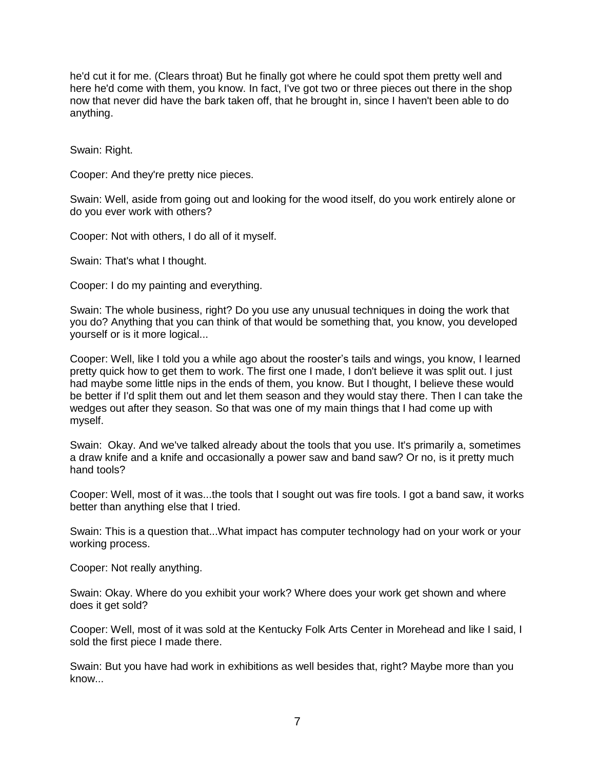he'd cut it for me. (Clears throat) But he finally got where he could spot them pretty well and here he'd come with them, you know. In fact, I've got two or three pieces out there in the shop now that never did have the bark taken off, that he brought in, since I haven't been able to do anything.

Swain: Right.

Cooper: And they're pretty nice pieces.

Swain: Well, aside from going out and looking for the wood itself, do you work entirely alone or do you ever work with others?

Cooper: Not with others, I do all of it myself.

Swain: That's what I thought.

Cooper: I do my painting and everything.

Swain: The whole business, right? Do you use any unusual techniques in doing the work that you do? Anything that you can think of that would be something that, you know, you developed yourself or is it more logical...

Cooper: Well, like I told you a while ago about the rooster's tails and wings, you know, I learned pretty quick how to get them to work. The first one I made, I don't believe it was split out. I just had maybe some little nips in the ends of them, you know. But I thought, I believe these would be better if I'd split them out and let them season and they would stay there. Then I can take the wedges out after they season. So that was one of my main things that I had come up with myself.

Swain: Okay. And we've talked already about the tools that you use. It's primarily a, sometimes a draw knife and a knife and occasionally a power saw and band saw? Or no, is it pretty much hand tools?

Cooper: Well, most of it was...the tools that I sought out was fire tools. I got a band saw, it works better than anything else that I tried.

Swain: This is a question that...What impact has computer technology had on your work or your working process.

Cooper: Not really anything.

Swain: Okay. Where do you exhibit your work? Where does your work get shown and where does it get sold?

Cooper: Well, most of it was sold at the Kentucky Folk Arts Center in Morehead and like I said, I sold the first piece I made there.

Swain: But you have had work in exhibitions as well besides that, right? Maybe more than you know...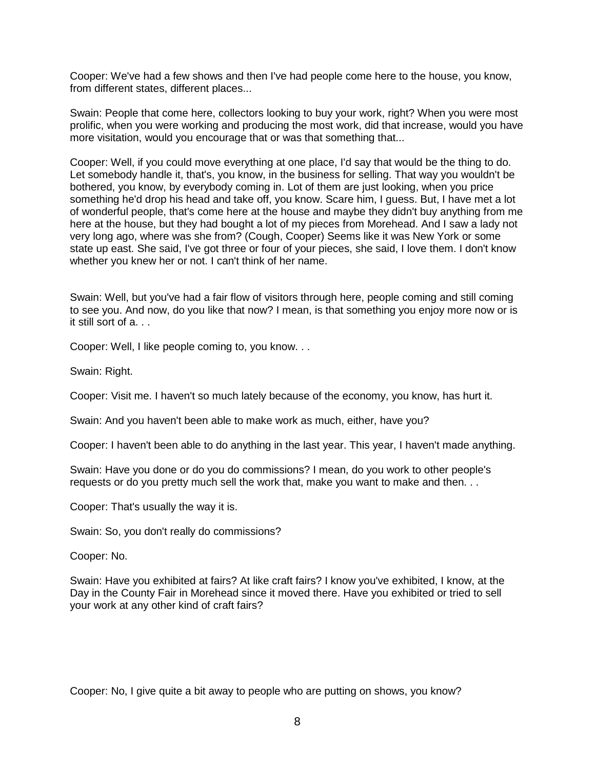Cooper: We've had a few shows and then I've had people come here to the house, you know, from different states, different places...

Swain: People that come here, collectors looking to buy your work, right? When you were most prolific, when you were working and producing the most work, did that increase, would you have more visitation, would you encourage that or was that something that...

Cooper: Well, if you could move everything at one place, I'd say that would be the thing to do. Let somebody handle it, that's, you know, in the business for selling. That way you wouldn't be bothered, you know, by everybody coming in. Lot of them are just looking, when you price something he'd drop his head and take off, you know. Scare him, I guess. But, I have met a lot of wonderful people, that's come here at the house and maybe they didn't buy anything from me here at the house, but they had bought a lot of my pieces from Morehead. And I saw a lady not very long ago, where was she from? (Cough, Cooper) Seems like it was New York or some state up east. She said, I've got three or four of your pieces, she said, I love them. I don't know whether you knew her or not. I can't think of her name.

Swain: Well, but you've had a fair flow of visitors through here, people coming and still coming to see you. And now, do you like that now? I mean, is that something you enjoy more now or is it still sort of a. . .

Cooper: Well, I like people coming to, you know. . .

Swain: Right.

Cooper: Visit me. I haven't so much lately because of the economy, you know, has hurt it.

Swain: And you haven't been able to make work as much, either, have you?

Cooper: I haven't been able to do anything in the last year. This year, I haven't made anything.

Swain: Have you done or do you do commissions? I mean, do you work to other people's requests or do you pretty much sell the work that, make you want to make and then. . .

Cooper: That's usually the way it is.

Swain: So, you don't really do commissions?

Cooper: No.

Swain: Have you exhibited at fairs? At like craft fairs? I know you've exhibited, I know, at the Day in the County Fair in Morehead since it moved there. Have you exhibited or tried to sell your work at any other kind of craft fairs?

Cooper: No, I give quite a bit away to people who are putting on shows, you know?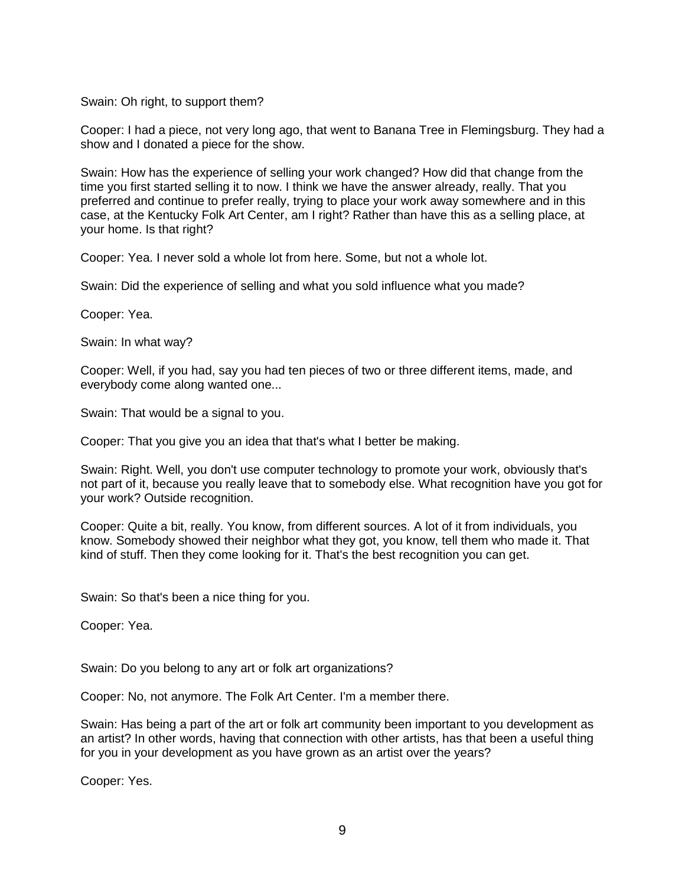Swain: Oh right, to support them?

Cooper: I had a piece, not very long ago, that went to Banana Tree in Flemingsburg. They had a show and I donated a piece for the show.

Swain: How has the experience of selling your work changed? How did that change from the time you first started selling it to now. I think we have the answer already, really. That you preferred and continue to prefer really, trying to place your work away somewhere and in this case, at the Kentucky Folk Art Center, am I right? Rather than have this as a selling place, at your home. Is that right?

Cooper: Yea. I never sold a whole lot from here. Some, but not a whole lot.

Swain: Did the experience of selling and what you sold influence what you made?

Cooper: Yea.

Swain: In what way?

Cooper: Well, if you had, say you had ten pieces of two or three different items, made, and everybody come along wanted one...

Swain: That would be a signal to you.

Cooper: That you give you an idea that that's what I better be making.

Swain: Right. Well, you don't use computer technology to promote your work, obviously that's not part of it, because you really leave that to somebody else. What recognition have you got for your work? Outside recognition.

Cooper: Quite a bit, really. You know, from different sources. A lot of it from individuals, you know. Somebody showed their neighbor what they got, you know, tell them who made it. That kind of stuff. Then they come looking for it. That's the best recognition you can get.

Swain: So that's been a nice thing for you.

Cooper: Yea.

Swain: Do you belong to any art or folk art organizations?

Cooper: No, not anymore. The Folk Art Center. I'm a member there.

Swain: Has being a part of the art or folk art community been important to you development as an artist? In other words, having that connection with other artists, has that been a useful thing for you in your development as you have grown as an artist over the years?

Cooper: Yes.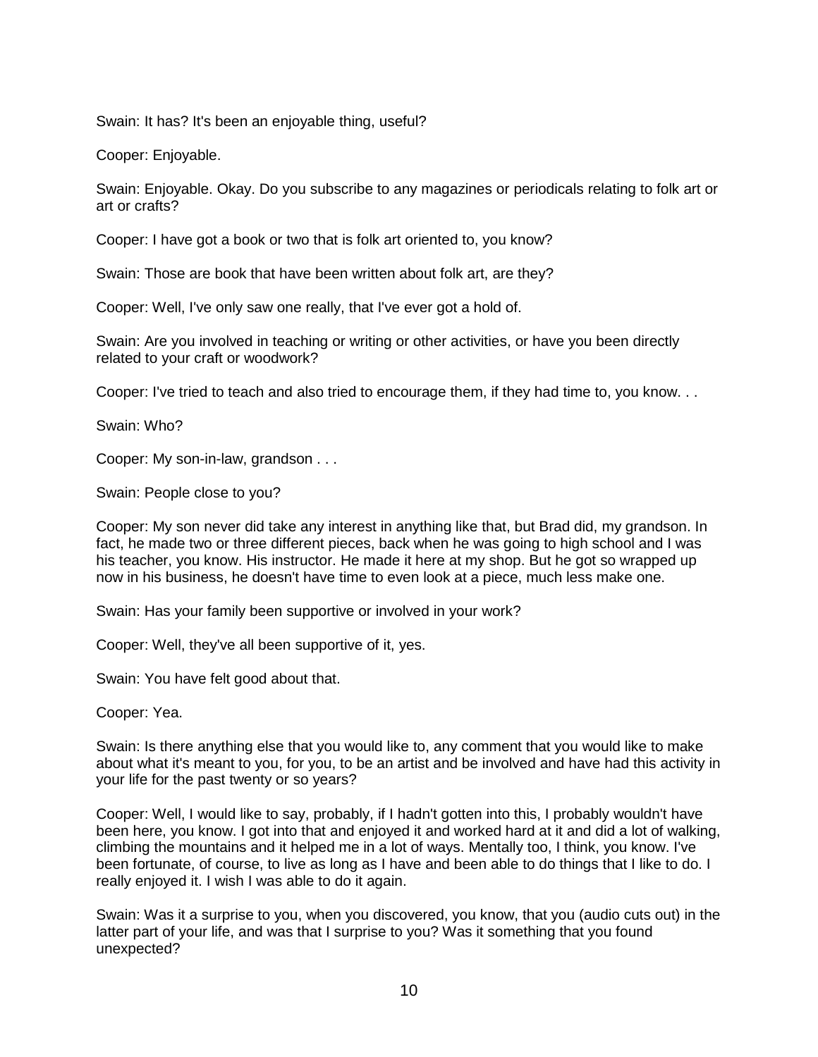Swain: It has? It's been an enjoyable thing, useful?

Cooper: Enjoyable.

Swain: Enjoyable. Okay. Do you subscribe to any magazines or periodicals relating to folk art or art or crafts?

Cooper: I have got a book or two that is folk art oriented to, you know?

Swain: Those are book that have been written about folk art, are they?

Cooper: Well, I've only saw one really, that I've ever got a hold of.

Swain: Are you involved in teaching or writing or other activities, or have you been directly related to your craft or woodwork?

Cooper: I've tried to teach and also tried to encourage them, if they had time to, you know. . .

Swain: Who?

Cooper: My son-in-law, grandson . . .

Swain: People close to you?

Cooper: My son never did take any interest in anything like that, but Brad did, my grandson. In fact, he made two or three different pieces, back when he was going to high school and I was his teacher, you know. His instructor. He made it here at my shop. But he got so wrapped up now in his business, he doesn't have time to even look at a piece, much less make one.

Swain: Has your family been supportive or involved in your work?

Cooper: Well, they've all been supportive of it, yes.

Swain: You have felt good about that.

Cooper: Yea.

Swain: Is there anything else that you would like to, any comment that you would like to make about what it's meant to you, for you, to be an artist and be involved and have had this activity in your life for the past twenty or so years?

Cooper: Well, I would like to say, probably, if I hadn't gotten into this, I probably wouldn't have been here, you know. I got into that and enjoyed it and worked hard at it and did a lot of walking, climbing the mountains and it helped me in a lot of ways. Mentally too, I think, you know. I've been fortunate, of course, to live as long as I have and been able to do things that I like to do. I really enjoyed it. I wish I was able to do it again.

Swain: Was it a surprise to you, when you discovered, you know, that you (audio cuts out) in the latter part of your life, and was that I surprise to you? Was it something that you found unexpected?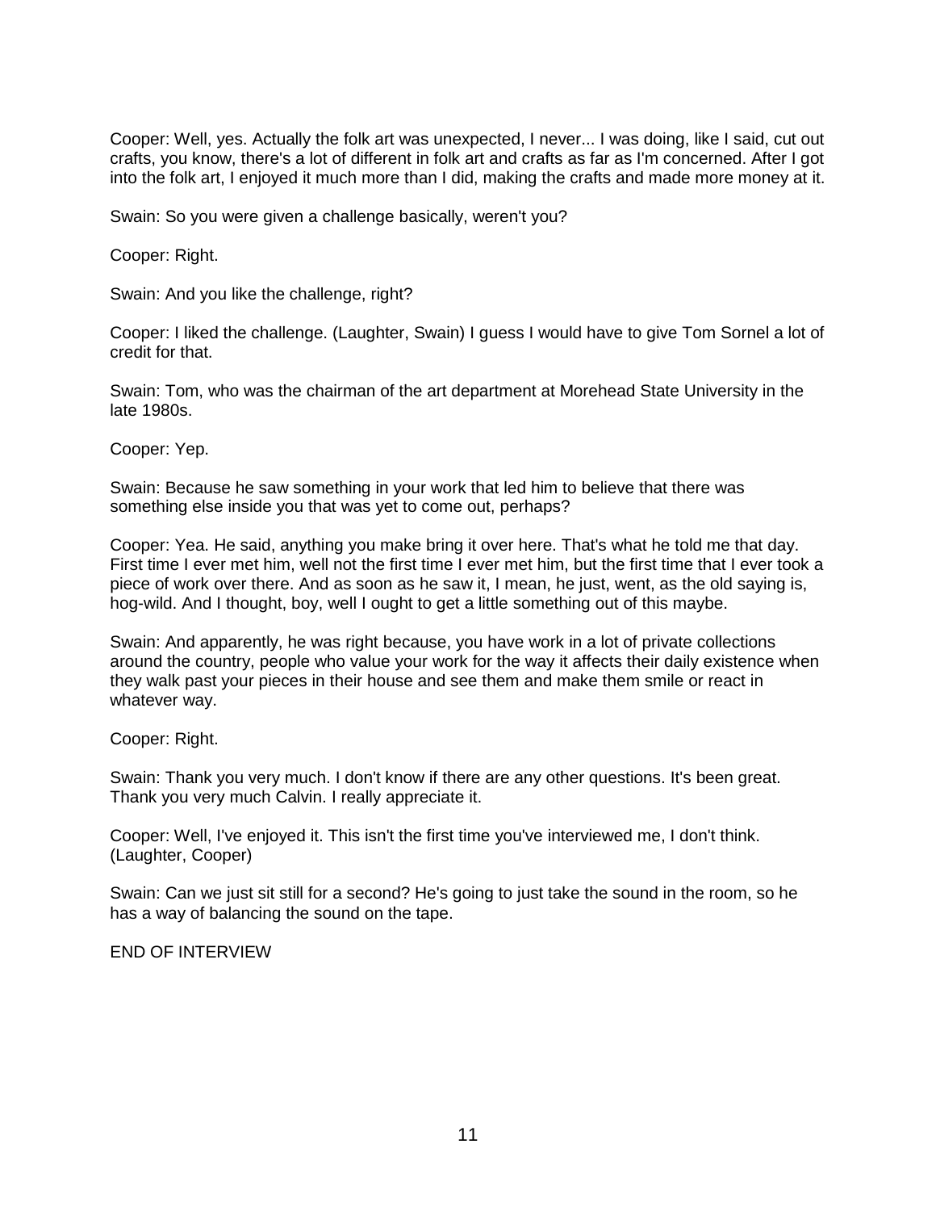Cooper: Well, yes. Actually the folk art was unexpected, I never... I was doing, like I said, cut out crafts, you know, there's a lot of different in folk art and crafts as far as I'm concerned. After I got into the folk art, I enjoyed it much more than I did, making the crafts and made more money at it.

Swain: So you were given a challenge basically, weren't you?

Cooper: Right.

Swain: And you like the challenge, right?

Cooper: I liked the challenge. (Laughter, Swain) I guess I would have to give Tom Sornel a lot of credit for that.

Swain: Tom, who was the chairman of the art department at Morehead State University in the late 1980s.

Cooper: Yep.

Swain: Because he saw something in your work that led him to believe that there was something else inside you that was yet to come out, perhaps?

Cooper: Yea. He said, anything you make bring it over here. That's what he told me that day. First time I ever met him, well not the first time I ever met him, but the first time that I ever took a piece of work over there. And as soon as he saw it, I mean, he just, went, as the old saying is, hog-wild. And I thought, boy, well I ought to get a little something out of this maybe.

Swain: And apparently, he was right because, you have work in a lot of private collections around the country, people who value your work for the way it affects their daily existence when they walk past your pieces in their house and see them and make them smile or react in whatever way.

Cooper: Right.

Swain: Thank you very much. I don't know if there are any other questions. It's been great. Thank you very much Calvin. I really appreciate it.

Cooper: Well, I've enjoyed it. This isn't the first time you've interviewed me, I don't think. (Laughter, Cooper)

Swain: Can we just sit still for a second? He's going to just take the sound in the room, so he has a way of balancing the sound on the tape.

END OF INTERVIEW